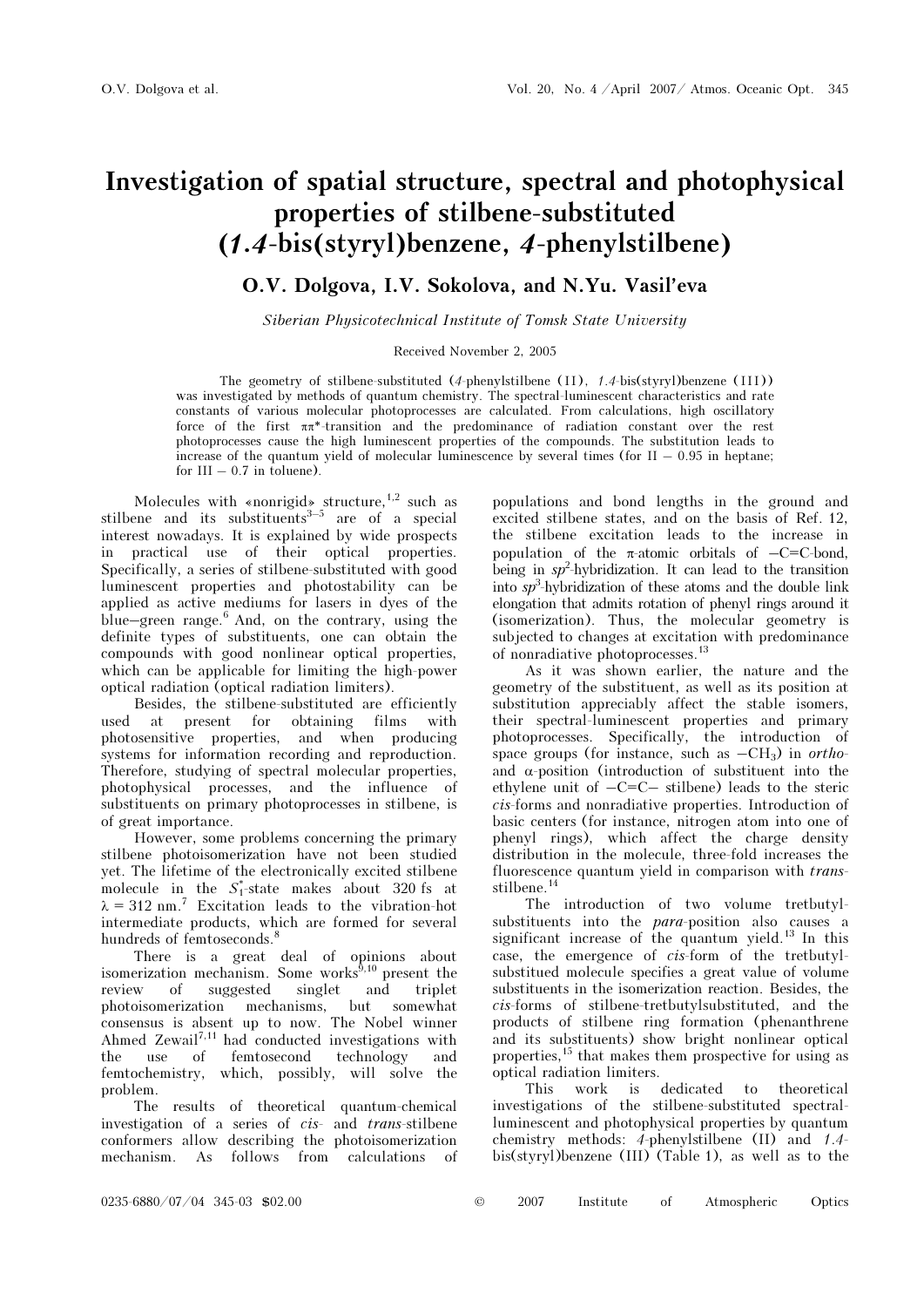# Investigation of spatial structure, spectral and photophysical properties of stilbene-substituted (*1.4*-bis(styryl)benzene, *4*-phenylstilbene)

**O.V. Dolgova, I.V. Sokolova, and N.Yu. Vasil'eva**

*Siberian Physicotechnical Institute of Tomsk State University*

Received November 2, 2005

The geometry of stilbene-substituted (*4*-phenylstilbene (II), *1.4*-bis(styryl)benzene (III)) was investigated by methods of quantum chemistry. The spectral-luminescent characteristics and rate constants of various molecular photoprocesses are calculated. From calculations, high oscillatory force of the first $\pi\pi^*$-transition and the predominance of radiation constant over the rest photoprocesses cause the high luminescent properties of the compounds. The substitution leads to increase of the quantum yield of molecular luminescence by several times (for II – 0.95 in heptane; for III – 0.7 in toluene).

Molecules with «nonrigid» structure,[1,2] such as stilbene and its substituents[3–5] are of a special interest nowadays. It is explained by wide prospects in practical use of their optical properties. Specifically, a series of stilbene-substituted with good luminescent properties and photostability can be applied as active mediums for lasers in dyes of the blue–green range.[6] And, on the contrary, using the definite types of substituents, one can obtain the compounds with good nonlinear optical properties, which can be applicable for limiting the high-power optical radiation (optical radiation limiters).

Besides, the stilbene-substituted are efficiently used at present for obtaining films with photosensitive properties, and when producing systems for information recording and reproduction. Therefore, studying of spectral molecular properties, photophysical processes, and the influence of substituents on primary photoprocesses in stilbene, is of great importance.

However, some problems concerning the primary stilbene photoisomerization have not been studied yet. The lifetime of the electronically excited stilbene molecule in the $S_1^*$-state makes about 320 fs at $\lambda = 312$ nm.[7] Excitation leads to the vibration-hot intermediate products, which are formed for several hundreds of femtoseconds.[8]

There is a great deal of opinions about isomerization mechanism. Some works[9,10] present the review of suggested singlet and triplet photoisomerization mechanisms, but somewhat consensus is absent up to now. The Nobel winner Ahmed Zewail[7,11] had conducted investigations with the use of femtosecond technology and femtochemistry, which, possibly, will solve the problem.

The results of theoretical quantum-chemical investigation of a series of *cis*- and *trans*-stilbene conformers allow describing the photoisomerization mechanism. As follows from calculations of populations and bond lengths in the ground and excited stilbene states, and on the basis of Ref. 12, the stilbene excitation leads to the increase in population of the $\pi$-atomic orbitals of –C=C-bond, being in $sp^2$-hybridization. It can lead to the transition into $sp^3$-hybridization of these atoms and the double link elongation that admits rotation of phenyl rings around it (isomerization). Thus, the molecular geometry is subjected to changes at excitation with predominance of nonradiative photoprocesses.[13]

As it was shown earlier, the nature and the geometry of the substituent, as well as its position at substitution appreciably affect the stable isomers, their spectral-luminescent properties and primary photoprocesses. Specifically, the introduction of space groups (for instance, such as $-CH_3$) in *ortho*- and $\alpha$-position (introduction of substituent into the ethylene unit of –C=C– stilbene) leads to the steric *cis*-forms and nonradiative properties. Introduction of basic centers (for instance, nitrogen atom into one of phenyl rings), which affect the charge density distribution in the molecule, three-fold increases the fluorescence quantum yield in comparison with *trans*-stilbene.[14]

The introduction of two volume tretbutyl-substituents into the *para*-position also causes a significant increase of the quantum yield.[13] In this case, the emergence of *cis*-form of the tretbutyl-substitued molecule specifies a great value of volume substituents in the isomerization reaction. Besides, the *cis*-forms of stilbene-tretbutylsubstituted, and the products of stilbene ring formation (phenanthrene and its substituents) show bright nonlinear optical properties,[15] that makes them prospective for using as optical radiation limiters.

This work is dedicated to theoretical investigations of the stilbene-substituted spectral-luminescent and photophysical properties by quantum chemistry methods: *4*-phenylstilbene (II) and *1.4*-bis(styryl)benzene (III) (Table 1), as well as to the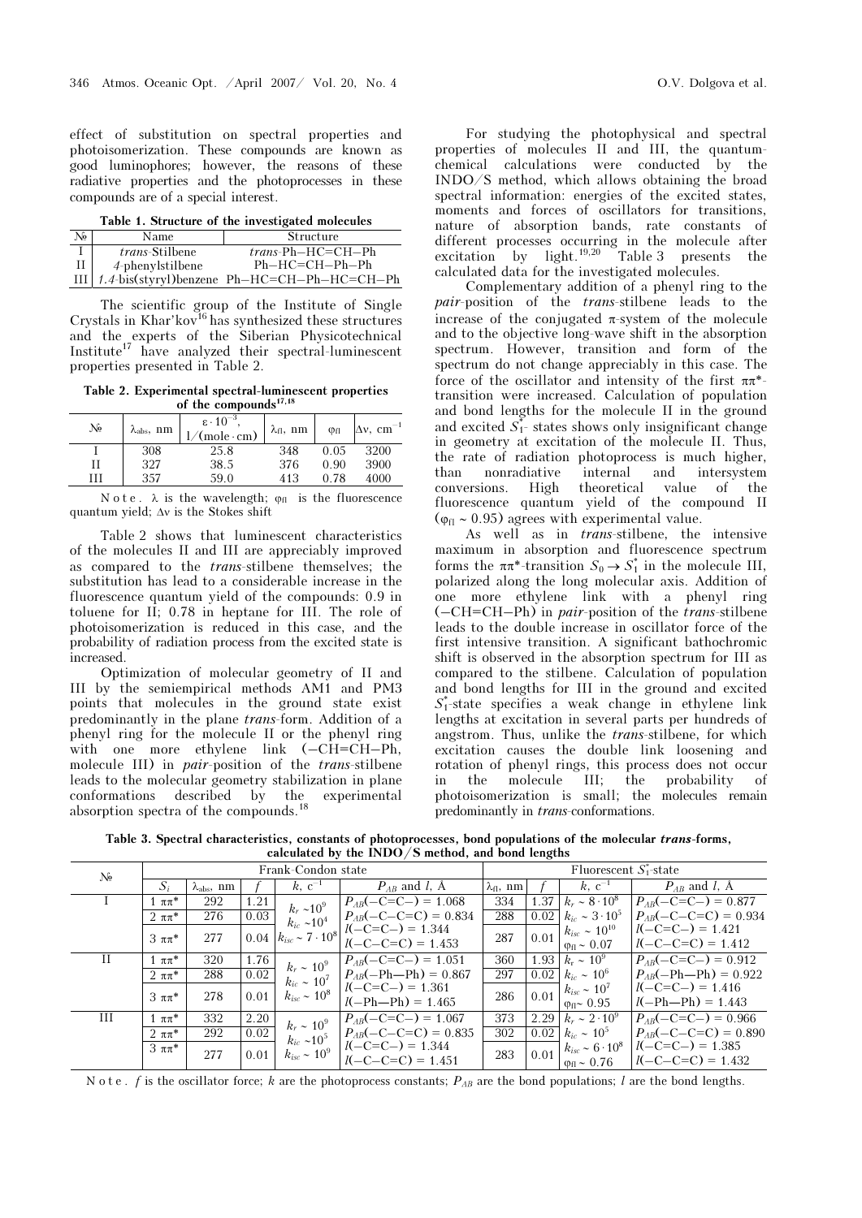effect of substitution on spectral properties and photoisomerization. These compounds are known as good luminophores; however, the reasons of these radiative properties and the photoprocesses in these compounds are of a special interest.

**Table 1. Structure of the investigated molecules**

| № | Name | Structure |
|---|---|---|
| I | *trans*-Stilbene | *trans*-Ph–HC=CH–Ph |
| II | 4-phenylstilbene | Ph–HC=CH–Ph–Ph |
| III | 1,4-bis(styryl)benzene | Ph–HC=CH–Ph–HC=CH–Ph |

The scientific group of the Institute of Single Crystals in Khar'kov[16] has synthesized these structures and the experts of the Siberian Physicotechnical Institute[17] have analyzed their spectral-luminescent properties presented in Table 2.

**Table 2. Experimental spectral-luminescent properties of the compounds[17,18]**

| № | $\lambda_{abs}$, nm | $\varepsilon \cdot 10^{-3}$, l/(mole·cm) | $\lambda_{fl}$, nm | $\varphi_{fl}$ | $\Delta\nu$, cm$^{-1}$ |
|---|---|---|---|---|---|
| I | 308 | 25.8 | 348 | 0.05 | 3200 |
| II | 327 | 38.5 | 376 | 0.90 | 3900 |
| III | 357 | 59.0 | 413 | 0.78 | 4000 |

Note. $\lambda$ is the wavelength; $\varphi_{fl}$ is the fluorescence quantum yield; $\Delta\nu$ is the Stokes shift

Table 2 shows that luminescent characteristics of the molecules II and III are appreciably improved as compared to the *trans*-stilbene themselves; the substitution has lead to a considerable increase in the fluorescence quantum yield of the compounds: 0.9 in toluene for II; 0.78 in heptane for III. The role of photoisomerization is reduced in this case, and the probability of radiation process from the excited state is increased.

Optimization of molecular geometry of II and III by the semiempirical methods AM1 and PM3 points that molecules in the ground state exist predominantly in the plane *trans*-form. Addition of a phenyl ring for the molecule II or the phenyl ring with one more ethylene link (–CH=CH–Ph, molecule III) in *pair*-position of the *trans*-stilbene leads to the molecular geometry stabilization in plane conformations described by the experimental absorption spectra of the compounds.[18]

For studying the photophysical and spectral properties of molecules II and III, the quantum-chemical calculations were conducted by the INDO/S method, which allows obtaining the broad spectral information: energies of the excited states, moments and forces of oscillators for transitions, nature of absorption bands, rate constants of different processes occurring in the molecule after excitation by light.[19,20] Table 3 presents the calculated data for the investigated molecules.

Complementary addition of a phenyl ring to the *pair*-position of the *trans*-stilbene leads to the increase of the conjugated $\pi$-system of the molecule and to the objective long-wave shift in the absorption spectrum. However, transition and form of the spectrum do not change appreciably in this case. The force of the oscillator and intensity of the first $\pi\pi^*$-transition were increased. Calculation of population and bond lengths for the molecule II in the ground and excited $S_1^*$- states shows only insignificant change in geometry at excitation of the molecule II. Thus, the rate of radiation photoprocess is much higher, than nonradiative internal and intersystem conversions. High theoretical value of the fluorescence quantum yield of the compound II ($\varphi_{fl} \sim 0.95$) agrees with experimental value.

As well as in *trans*-stilbene, the intensive maximum in absorption and fluorescence spectrum forms the $\pi\pi^*$-transition $S_0 \rightarrow S_1^*$ in the molecule III, polarized along the long molecular axis. Addition of one more ethylene link with a phenyl ring (–CH=CH–Ph) in *pair*-position of the *trans*-stilbene leads to the double increase in oscillator force of the first intensive transition. A significant bathochromic shift is observed in the absorption spectrum for III as compared to the stilbene. Calculation of population and bond lengths for III in the ground and excited $S_1^*$-state specifies a weak change in ethylene link lengths at excitation in several parts per hundreds of angstrom. Thus, unlike the *trans*-stilbene, for which excitation causes the double link loosening and rotation of phenyl rings, this process does not occur in the molecule III; the probability of photoisomerization is small; the molecules remain predominantly in *trans*-conformations.

**Table 3. Spectral characteristics, constants of photoprocesses, bond populations of the molecular *trans*-forms, calculated by the INDO/S method, and bond lengths**

| № | Frank-Condon state | | | | | Fluorescent $S_1^*$-state | | | |
|---|---|---|---|---|---|---|---|---|---|
| | $S_i$ | $\lambda_{abs}$, nm | $f$ | $k$, c$^{-1}$ | $P_{AB}$ and $l$, Å | $\lambda_{fl}$, nm | $f$ | $k$, c$^{-1}$ | $P_{AB}$ and $l$, Å |
| I | 1 $\pi\pi^*$ | 292 | 1.21 | $k_r \sim 10^9$ | $P_{AB}$(–C=C–) = 1.068 | 334 | 1.37 | $k_r \sim 8 \cdot 10^8$ | $P_{AB}$(–C=C–) = 0.877 |
| | 2 $\pi\pi^*$ | 276 | 0.03 | $k_{ic} \sim 10^4$ | $P_{AB}$(–C–C=C) = 0.834 | 288 | 0.02 | $k_{ic} \sim 3 \cdot 10^5$ | $P_{AB}$(–C–C=C) = 0.934 |
| | 3 $\pi\pi^*$ | 277 | 0.04 | $k_{isc} \sim 7 \cdot 10^8$ | $l$(–C=C–) = 1.344<br>$l$(–C–C=C) = 1.453 | 287 | 0.01 | $k_{isc} \sim 10^{10}$<br>$\varphi_{fl} \sim 0.07$ | $l$(–C=C–) = 1.421<br>$l$(–C–C=C) = 1.412 |
| II | 1 $\pi\pi^*$ | 320 | 1.76 | $k_r \sim 10^9$ | $P_{AB}$(–C=C–) = 1.051 | 360 | 1.93 | $k_r \sim 10^9$ | $P_{AB}$(–C=C–) = 0.912 |
| | 2 $\pi\pi^*$ | 288 | 0.02 | $k_{ic} \sim 10^7$ | $P_{AB}$(–Ph—Ph) = 0.867 | 297 | 0.02 | $k_{ic} \sim 10^6$ | $P_{AB}$(–Ph—Ph) = 0.922 |
| | 3 $\pi\pi^*$ | 278 | 0.01 | $k_{isc} \sim 10^8$ | $l$(–C=C–) = 1.361<br>$l$(–Ph—Ph) = 1.465 | 286 | 0.01 | $k_{isc} \sim 10^7$<br>$\varphi_{fl} \sim 0.95$ | $l$(–C=C–) = 1.416<br>$l$(–Ph—Ph) = 1.443 |
| III | 1 $\pi\pi^*$ | 332 | 2.20 | $k_r \sim 10^9$ | $P_{AB}$(–C=C–) = 1.067 | 373 | 2.29 | $k_r \sim 2 \cdot 10^9$ | $P_{AB}$(–C=C–) = 0.966 |
| | 2 $\pi\pi^*$ | 292 | 0.02 | $k_{ic} \sim 10^5$ | $P_{AB}$(–C–C=C) = 0.835 | 302 | 0.02 | $k_{ic} \sim 10^5$ | $P_{AB}$(–C–C=C) = 0.890 |
| | 3 $\pi\pi^*$ | 277 | 0.01 | $k_{isc} \sim 10^9$ | $l$(–C=C–) = 1.344<br>$l$(–C–C=C) = 1.451 | 283 | 0.01 | $k_{isc} \sim 6 \cdot 10^8$<br>$\varphi_{fl} \sim 0.76$ | $l$(–C=C–) = 1.385<br>$l$(–C–C=C) = 1.432 |

Note. $f$ is the oscillator force; $k$ are the photoprocess constants; $P_{AB}$ are the bond populations; $l$ are the bond lengths.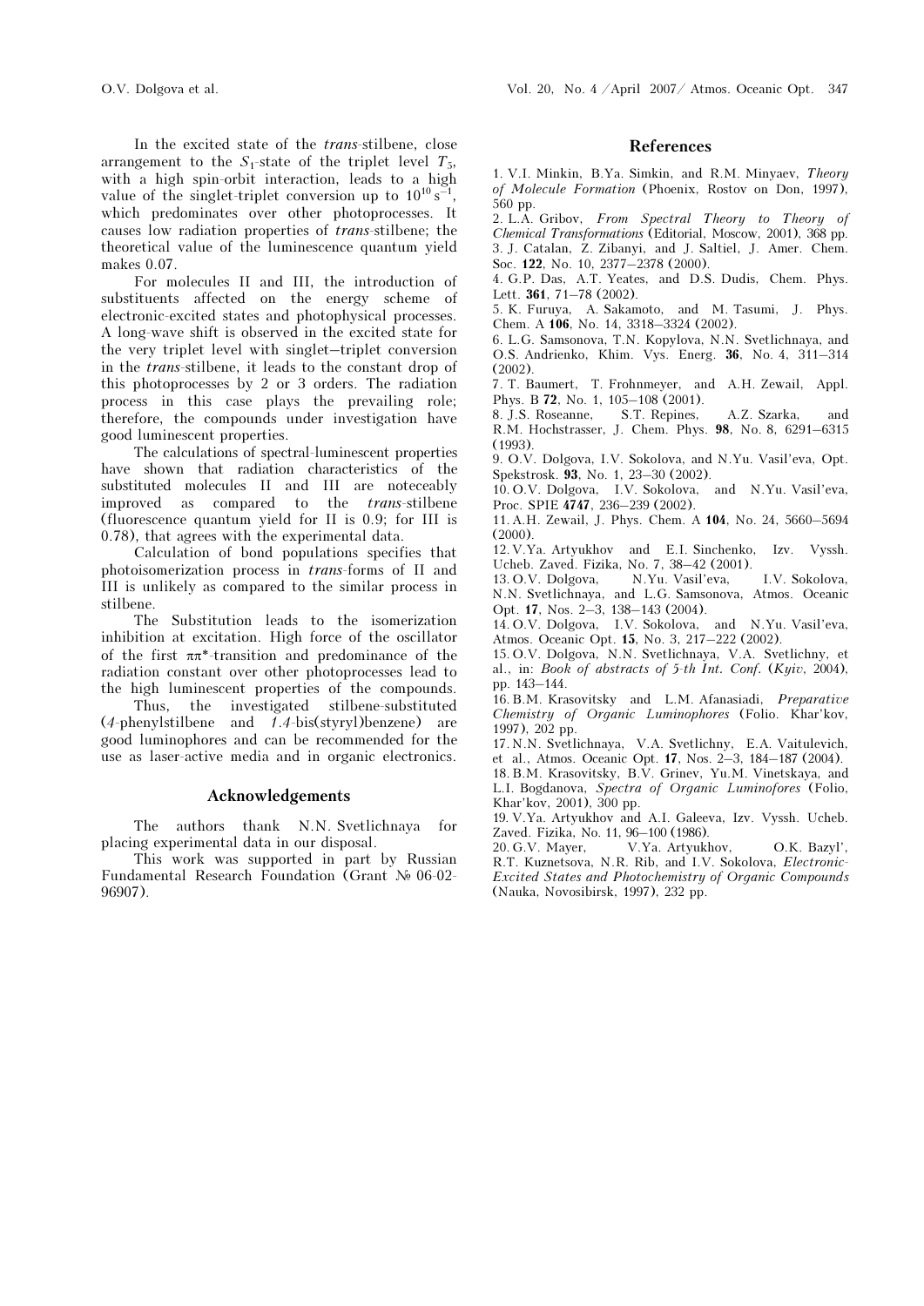In the excited state of the *trans*-stilbene, close arrangement to the $S_1$-state of the triplet level $T_5$, with a high spin-orbit interaction, leads to a high value of the singlet-triplet conversion up to $10^{10}$ s$^{-1}$, which predominates over other photoprocesses. It causes low radiation properties of *trans*-stilbene; the theoretical value of the luminescence quantum yield makes 0.07.

For molecules II and III, the introduction of substituents affected on the energy scheme of electronic-excited states and photophysical processes. A long-wave shift is observed in the excited state for the very triplet level with singlet–triplet conversion in the *trans*-stilbene, it leads to the constant drop of this photoprocesses by 2 or 3 orders. The radiation process in this case plays the prevailing role; therefore, the compounds under investigation have good luminescent properties.

The calculations of spectral-luminescent properties have shown that radiation characteristics of the substituted molecules II and III are noteceably improved as compared to the *trans*-stilbene (fluorescence quantum yield for II is 0.9; for III is 0.78), that agrees with the experimental data.

Calculation of bond populations specifies that photoisomerization process in *trans*-forms of II and III is unlikely as compared to the similar process in stilbene.

The Substitution leads to the isomerization inhibition at excitation. High force of the oscillator of the first $\pi\pi^*$-transition and predominance of the radiation constant over other photoprocesses lead to the high luminescent properties of the compounds.

Thus, the investigated stilbene-substituted (*4*-phenylstilbene and *1.4*-bis(styryl)benzene) are good luminophores and can be recommended for the use as laser-active media and in organic electronics.

## Acknowledgements

The authors thank N.N. Svetlichnaya for placing experimental data in our disposal.

This work was supported in part by Russian Fundamental Research Foundation (Grant № 06-02-96907).

## References

1. V.I. Minkin, B.Ya. Simkin, and R.M. Minyaev, *Theory of Molecule Formation* (Phoenix, Rostov on Don, 1997), 560 pp.
2. L.A. Gribov, *From Spectral Theory to Theory of Chemical Transformations* (Editorial, Moscow, 2001), 368 pp.
3. J. Catalan, Z. Zibanyi, and J. Saltiel, J. Amer. Chem. Soc. **122**, No. 10, 2377–2378 (2000).
4. G.P. Das, A.T. Yeates, and D.S. Dudis, Chem. Phys. Lett. **361**, 71–78 (2002).
5. K. Furuya, A. Sakamoto, and M. Tasumi, J. Phys. Chem. A **106**, No. 14, 3318–3324 (2002).
6. L.G. Samsonova, T.N. Kopylova, N.N. Svetlichnaya, and O.S. Andrienko, Khim. Vys. Energ. **36**, No. 4, 311–314 (2002).
7. T. Baumert, T. Frohnmeyer, and A.H. Zewail, Appl. Phys. B **72**, No. 1, 105–108 (2001).
8. J.S. Roseanne, S.T. Repines, A.Z. Szarka, and R.M. Hochstrasser, J. Chem. Phys. **98**, No. 8, 6291–6315 (1993).
9. O.V. Dolgova, I.V. Sokolova, and N.Yu. Vasil'eva, Opt. Spekstrosk. **93**, No. 1, 23–30 (2002).
10. O.V. Dolgova, I.V. Sokolova, and N.Yu. Vasil'eva, Proc. SPIE **4747**, 236–239 (2002).
11. A.H. Zewail, J. Phys. Chem. A **104**, No. 24, 5660–5694 (2000).
12. V.Ya. Artyukhov and E.I. Sinchenko, Izv. Vyssh. Ucheb. Zaved. Fizika, No. 7, 38–42 (2001).
13. O.V. Dolgova, N.Yu. Vasil'eva, I.V. Sokolova, N.N. Svetlichnaya, and L.G. Samsonova, Atmos. Oceanic Opt. **17**, Nos. 2–3, 138–143 (2004).
14. O.V. Dolgova, I.V. Sokolova, and N.Yu. Vasil'eva, Atmos. Oceanic Opt. **15**, No. 3, 217–222 (2002).
15. O.V. Dolgova, N.N. Svetlichnaya, V.A. Svetlichny, et al., in: *Book of abstracts of 5-th Int. Conf.* (*Kyiv*, 2004), pp. 143–144.
16. B.M. Krasovitsky and L.M. Afanasiadi, *Preparative Chemistry of Organic Luminophores* (Folio. Khar'kov, 1997), 202 pp.
17. N.N. Svetlichnaya, V.A. Svetlichny, E.A. Vaitulevich, et al., Atmos. Oceanic Opt. **17**, Nos. 2–3, 184–187 (2004).
18. B.M. Krasovitsky, B.V. Grinev, Yu.M. Vinetskaya, and L.I. Bogdanova, *Spectra of Organic Luminofores* (Folio, Khar'kov, 2001), 300 pp.
19. V.Ya. Artyukhov and A.I. Galeeva, Izv. Vyssh. Ucheb. Zaved. Fizika, No. 11, 96–100 (1986).
20. G.V. Mayer, V.Ya. Artyukhov, O.K. Bazyl', R.T. Kuznetsova, N.R. Rib, and I.V. Sokolova, *Electronic-Excited States and Photochemistry of Organic Compounds* (Nauka, Novosibirsk, 1997), 232 pp.